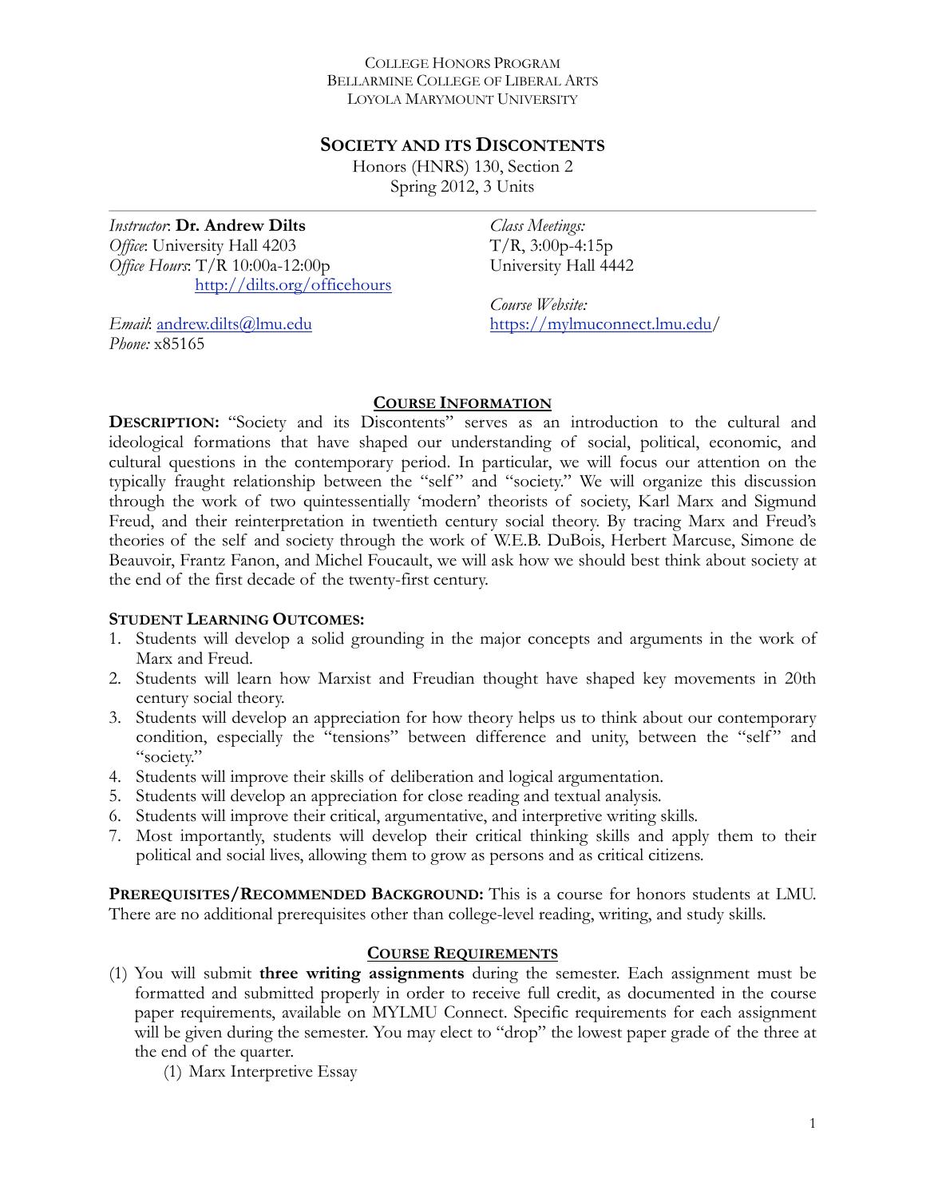College Honors Program
Bellarmine College of Liberal Arts
Loyola Marymount University

# Society and its Discontents

Honors (HNRS) 130, Section 2
Spring 2012, 3 Units

---

*Instructor*: **Dr. Andrew Dilts**
*Office*: University Hall 4203
*Office Hours*: T/R 10:00a-12:00p
http://dilts.org/officehours

*Email*: andrew.dilts@lmu.edu
*Phone:* x85165

*Class Meetings:*
T/R, 3:00p-4:15p
University Hall 4442

*Course Website:*
https://mylmuconnect.lmu.edu/

## Course Information

**Description:** "Society and its Discontents" serves as an introduction to the cultural and ideological formations that have shaped our understanding of social, political, economic, and cultural questions in the contemporary period. In particular, we will focus our attention on the typically fraught relationship between the "self" and "society." We will organize this discussion through the work of two quintessentially 'modern' theorists of society, Karl Marx and Sigmund Freud, and their reinterpretation in twentieth century social theory. By tracing Marx and Freud's theories of the self and society through the work of W.E.B. DuBois, Herbert Marcuse, Simone de Beauvoir, Frantz Fanon, and Michel Foucault, we will ask how we should best think about society at the end of the first decade of the twenty-first century.

**Student Learning Outcomes:**

1. Students will develop a solid grounding in the major concepts and arguments in the work of Marx and Freud.
2. Students will learn how Marxist and Freudian thought have shaped key movements in 20th century social theory.
3. Students will develop an appreciation for how theory helps us to think about our contemporary condition, especially the "tensions" between difference and unity, between the "self" and "society."
4. Students will improve their skills of deliberation and logical argumentation.
5. Students will develop an appreciation for close reading and textual analysis.
6. Students will improve their critical, argumentative, and interpretive writing skills.
7. Most importantly, students will develop their critical thinking skills and apply them to their political and social lives, allowing them to grow as persons and as critical citizens.

**Prerequisites/Recommended Background:** This is a course for honors students at LMU. There are no additional prerequisites other than college-level reading, writing, and study skills.

## Course Requirements

(1) You will submit **three writing assignments** during the semester. Each assignment must be formatted and submitted properly in order to receive full credit, as documented in the course paper requirements, available on MYLMU Connect. Specific requirements for each assignment will be given during the semester. You may elect to "drop" the lowest paper grade of the three at the end of the quarter.

    (1) Marx Interpretive Essay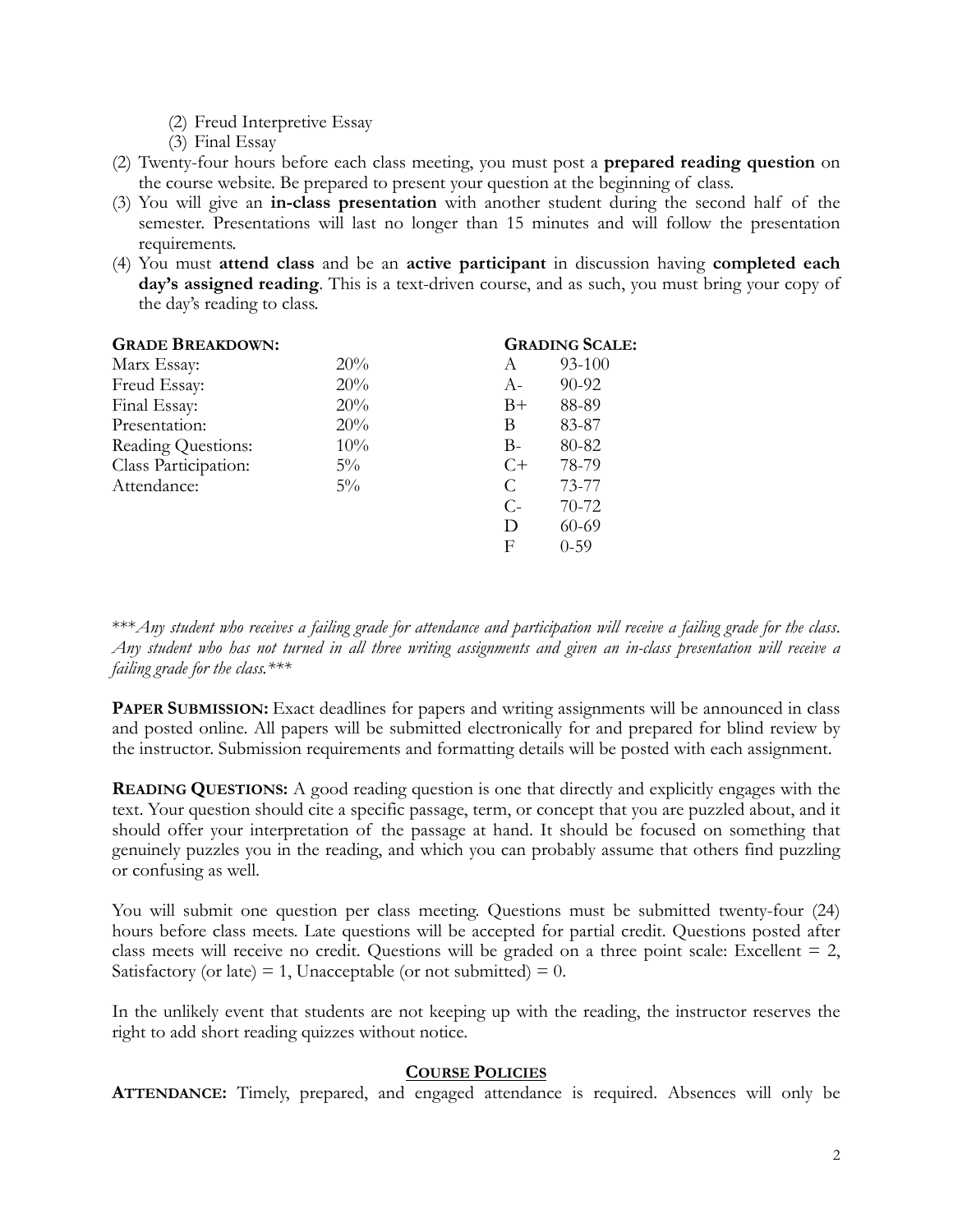(2) Freud Interpretive Essay
(3) Final Essay

(2) Twenty-four hours before each class meeting, you must post a **prepared reading question** on the course website. Be prepared to present your question at the beginning of class.

(3) You will give an **in-class presentation** with another student during the second half of the semester. Presentations will last no longer than 15 minutes and will follow the presentation requirements.

(4) You must **attend class** and be an **active participant** in discussion having **completed each day's assigned reading**. This is a text-driven course, and as such, you must bring your copy of the day's reading to class.

**GRADE BREAKDOWN:**

| | |
|---|---|
| Marx Essay: | 20% |
| Freud Essay: | 20% |
| Final Essay: | 20% |
| Presentation: | 20% |
| Reading Questions: | 10% |
| Class Participation: | 5% |
| Attendance: | 5% |

**GRADING SCALE:**

| | |
|---|---|
| A | 93-100 |
| A- | 90-92 |
| B+ | 88-89 |
| B | 83-87 |
| B- | 80-82 |
| C+ | 78-79 |
| C | 73-77 |
| C- | 70-72 |
| D | 60-69 |
| F | 0-59 |

****Any student who receives a failing grade for attendance and participation will receive a failing grade for the class. Any student who has not turned in all three writing assignments and given an in-class presentation will receive a failing grade for the class.****

**PAPER SUBMISSION:** Exact deadlines for papers and writing assignments will be announced in class and posted online. All papers will be submitted electronically for and prepared for blind review by the instructor. Submission requirements and formatting details will be posted with each assignment.

**READING QUESTIONS:** A good reading question is one that directly and explicitly engages with the text. Your question should cite a specific passage, term, or concept that you are puzzled about, and it should offer your interpretation of the passage at hand. It should be focused on something that genuinely puzzles you in the reading, and which you can probably assume that others find puzzling or confusing as well.

You will submit one question per class meeting. Questions must be submitted twenty-four (24) hours before class meets. Late questions will be accepted for partial credit. Questions posted after class meets will receive no credit. Questions will be graded on a three point scale: Excellent = 2, Satisfactory (or late) = 1, Unacceptable (or not submitted) = 0.

In the unlikely event that students are not keeping up with the reading, the instructor reserves the right to add short reading quizzes without notice.

## COURSE POLICIES

**ATTENDANCE:** Timely, prepared, and engaged attendance is required. Absences will only be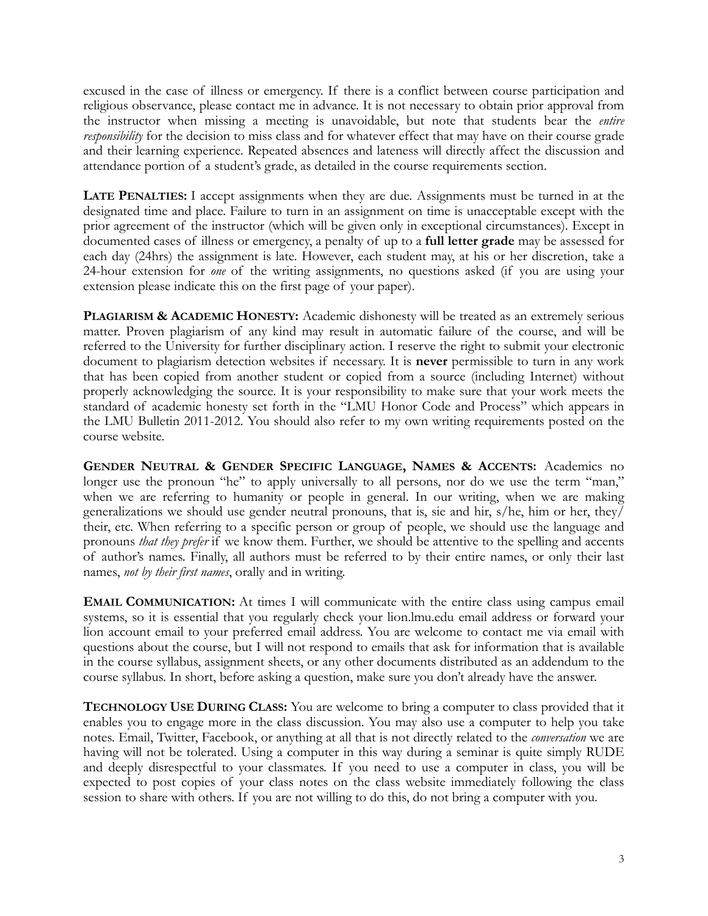excused in the case of illness or emergency. If there is a conflict between course participation and religious observance, please contact me in advance. It is not necessary to obtain prior approval from the instructor when missing a meeting is unavoidable, but note that students bear the *entire responsibility* for the decision to miss class and for whatever effect that may have on their course grade and their learning experience. Repeated absences and lateness will directly affect the discussion and attendance portion of a student's grade, as detailed in the course requirements section.

**LATE PENALTIES:** I accept assignments when they are due. Assignments must be turned in at the designated time and place. Failure to turn in an assignment on time is unacceptable except with the prior agreement of the instructor (which will be given only in exceptional circumstances). Except in documented cases of illness or emergency, a penalty of up to a **full letter grade** may be assessed for each day (24hrs) the assignment is late. However, each student may, at his or her discretion, take a 24-hour extension for *one* of the writing assignments, no questions asked (if you are using your extension please indicate this on the first page of your paper).

**PLAGIARISM & ACADEMIC HONESTY:** Academic dishonesty will be treated as an extremely serious matter. Proven plagiarism of any kind may result in automatic failure of the course, and will be referred to the University for further disciplinary action. I reserve the right to submit your electronic document to plagiarism detection websites if necessary. It is **never** permissible to turn in any work that has been copied from another student or copied from a source (including Internet) without properly acknowledging the source. It is your responsibility to make sure that your work meets the standard of academic honesty set forth in the "LMU Honor Code and Process" which appears in the LMU Bulletin 2011-2012. You should also refer to my own writing requirements posted on the course website.

**GENDER NEUTRAL & GENDER SPECIFIC LANGUAGE, NAMES & ACCENTS:** Academics no longer use the pronoun "he" to apply universally to all persons, nor do we use the term "man," when we are referring to humanity or people in general. In our writing, when we are making generalizations we should use gender neutral pronouns, that is, sie and hir, s/he, him or her, they/their, etc. When referring to a specific person or group of people, we should use the language and pronouns *that they prefer* if we know them. Further, we should be attentive to the spelling and accents of author's names. Finally, all authors must be referred to by their entire names, or only their last names, *not by their first names*, orally and in writing.

**EMAIL COMMUNICATION:** At times I will communicate with the entire class using campus email systems, so it is essential that you regularly check your lion.lmu.edu email address or forward your lion account email to your preferred email address. You are welcome to contact me via email with questions about the course, but I will not respond to emails that ask for information that is available in the course syllabus, assignment sheets, or any other documents distributed as an addendum to the course syllabus. In short, before asking a question, make sure you don't already have the answer.

**TECHNOLOGY USE DURING CLASS:** You are welcome to bring a computer to class provided that it enables you to engage more in the class discussion. You may also use a computer to help you take notes. Email, Twitter, Facebook, or anything at all that is not directly related to the *conversation* we are having will not be tolerated. Using a computer in this way during a seminar is quite simply RUDE and deeply disrespectful to your classmates. If you need to use a computer in class, you will be expected to post copies of your class notes on the class website immediately following the class session to share with others. If you are not willing to do this, do not bring a computer with you.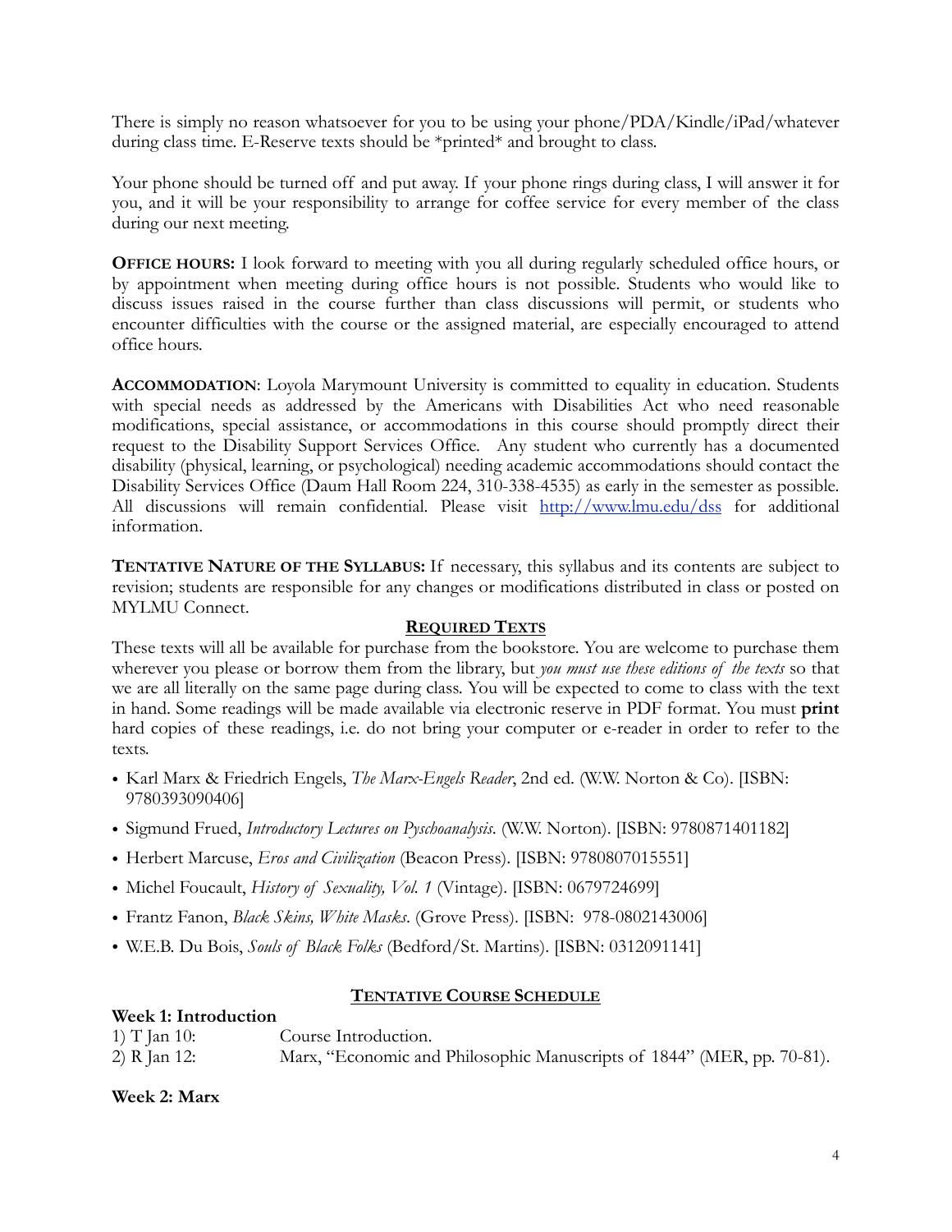There is simply no reason whatsoever for you to be using your phone/PDA/Kindle/iPad/whatever during class time. E-Reserve texts should be *printed* and brought to class.

Your phone should be turned off and put away. If your phone rings during class, I will answer it for you, and it will be your responsibility to arrange for coffee service for every member of the class during our next meeting.

**OFFICE HOURS:** I look forward to meeting with you all during regularly scheduled office hours, or by appointment when meeting during office hours is not possible. Students who would like to discuss issues raised in the course further than class discussions will permit, or students who encounter difficulties with the course or the assigned material, are especially encouraged to attend office hours.

**ACCOMMODATION**: Loyola Marymount University is committed to equality in education. Students with special needs as addressed by the Americans with Disabilities Act who need reasonable modifications, special assistance, or accommodations in this course should promptly direct their request to the Disability Support Services Office. Any student who currently has a documented disability (physical, learning, or psychological) needing academic accommodations should contact the Disability Services Office (Daum Hall Room 224, 310-338-4535) as early in the semester as possible. All discussions will remain confidential. Please visit [http://www.lmu.edu/dss](http://www.lmu.edu/dss) for additional information.

**TENTATIVE NATURE OF THE SYLLABUS:** If necessary, this syllabus and its contents are subject to revision; students are responsible for any changes or modifications distributed in class or posted on MYLMU Connect.

## REQUIRED TEXTS

These texts will all be available for purchase from the bookstore. You are welcome to purchase them wherever you please or borrow them from the library, but *you must use these editions of the texts* so that we are all literally on the same page during class. You will be expected to come to class with the text in hand. Some readings will be made available via electronic reserve in PDF format. You must **print** hard copies of these readings, i.e. do not bring your computer or e-reader in order to refer to the texts.

- Karl Marx & Friedrich Engels, *The Marx-Engels Reader*, 2nd ed. (W.W. Norton & Co). [ISBN: 9780393090406]
- Sigmund Frued, *Introductory Lectures on Pyschoanalysis*. (W.W. Norton). [ISBN: 9780871401182]
- Herbert Marcuse, *Eros and Civilization* (Beacon Press). [ISBN: 9780807015551]
- Michel Foucault, *History of Sexuality, Vol. 1* (Vintage). [ISBN: 0679724699]
- Frantz Fanon, *Black Skins, White Masks*. (Grove Press). [ISBN: 978-0802143006]
- W.E.B. Du Bois, *Souls of Black Folks* (Bedford/St. Martins). [ISBN: 0312091141]

## TENTATIVE COURSE SCHEDULE

**Week 1: Introduction**

1) T Jan 10: Course Introduction.
2) R Jan 12: Marx, "Economic and Philosophic Manuscripts of 1844" (MER, pp. 70-81).

**Week 2: Marx**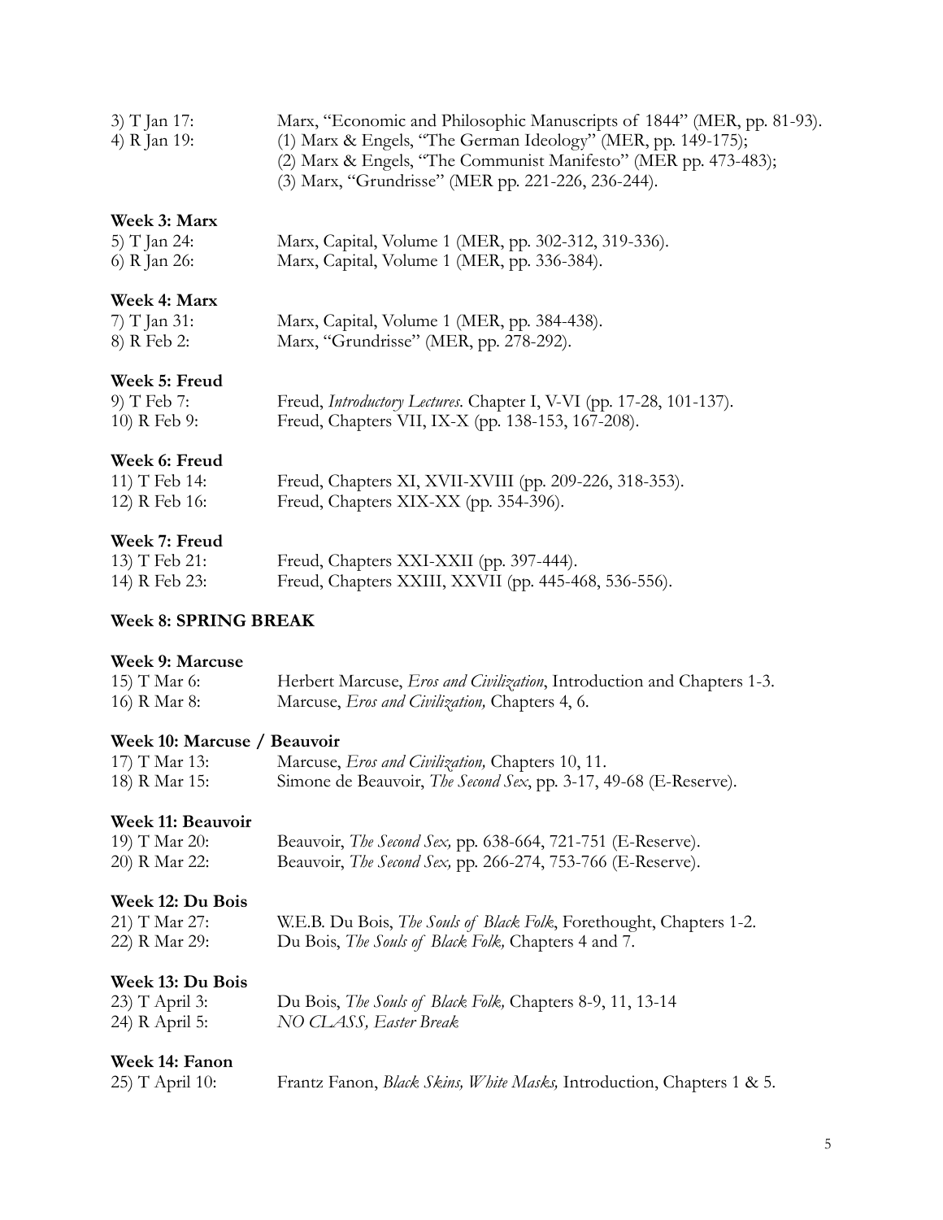3) T Jan 17: Marx, "Economic and Philosophic Manuscripts of 1844" (MER, pp. 81-93).
4) R Jan 19: (1) Marx & Engels, "The German Ideology" (MER, pp. 149-175);
(2) Marx & Engels, "The Communist Manifesto" (MER pp. 473-483);
(3) Marx, "Grundrisse" (MER pp. 221-226, 236-244).

**Week 3: Marx**

5) T Jan 24: Marx, Capital, Volume 1 (MER, pp. 302-312, 319-336).
6) R Jan 26: Marx, Capital, Volume 1 (MER, pp. 336-384).

**Week 4: Marx**

7) T Jan 31: Marx, Capital, Volume 1 (MER, pp. 384-438).
8) R Feb 2: Marx, "Grundrisse" (MER, pp. 278-292).

**Week 5: Freud**

9) T Feb 7: Freud, *Introductory Lectures*. Chapter I, V-VI (pp. 17-28, 101-137).
10) R Feb 9: Freud, Chapters VII, IX-X (pp. 138-153, 167-208).

**Week 6: Freud**

11) T Feb 14: Freud, Chapters XI, XVII-XVIII (pp. 209-226, 318-353).
12) R Feb 16: Freud, Chapters XIX-XX (pp. 354-396).

**Week 7: Freud**

13) T Feb 21: Freud, Chapters XXI-XXII (pp. 397-444).
14) R Feb 23: Freud, Chapters XXIII, XXVII (pp. 445-468, 536-556).

**Week 8: SPRING BREAK**

**Week 9: Marcuse**

15) T Mar 6: Herbert Marcuse, *Eros and Civilization*, Introduction and Chapters 1-3.
16) R Mar 8: Marcuse, *Eros and Civilization,* Chapters 4, 6.

**Week 10: Marcuse / Beauvoir**

17) T Mar 13: Marcuse, *Eros and Civilization,* Chapters 10, 11.
18) R Mar 15: Simone de Beauvoir, *The Second Sex*, pp. 3-17, 49-68 (E-Reserve).

**Week 11: Beauvoir**

19) T Mar 20: Beauvoir, *The Second Sex,* pp. 638-664, 721-751 (E-Reserve).
20) R Mar 22: Beauvoir, *The Second Sex,* pp. 266-274, 753-766 (E-Reserve).

**Week 12: Du Bois**

21) T Mar 27: W.E.B. Du Bois, *The Souls of Black Folk*, Forethought, Chapters 1-2.
22) R Mar 29: Du Bois, *The Souls of Black Folk,* Chapters 4 and 7.

**Week 13: Du Bois**

23) T April 3: Du Bois, *The Souls of Black Folk,* Chapters 8-9, 11, 13-14
24) R April 5: *NO CLASS, Easter Break*

**Week 14: Fanon**

25) T April 10: Frantz Fanon, *Black Skins, White Masks,* Introduction, Chapters 1 & 5.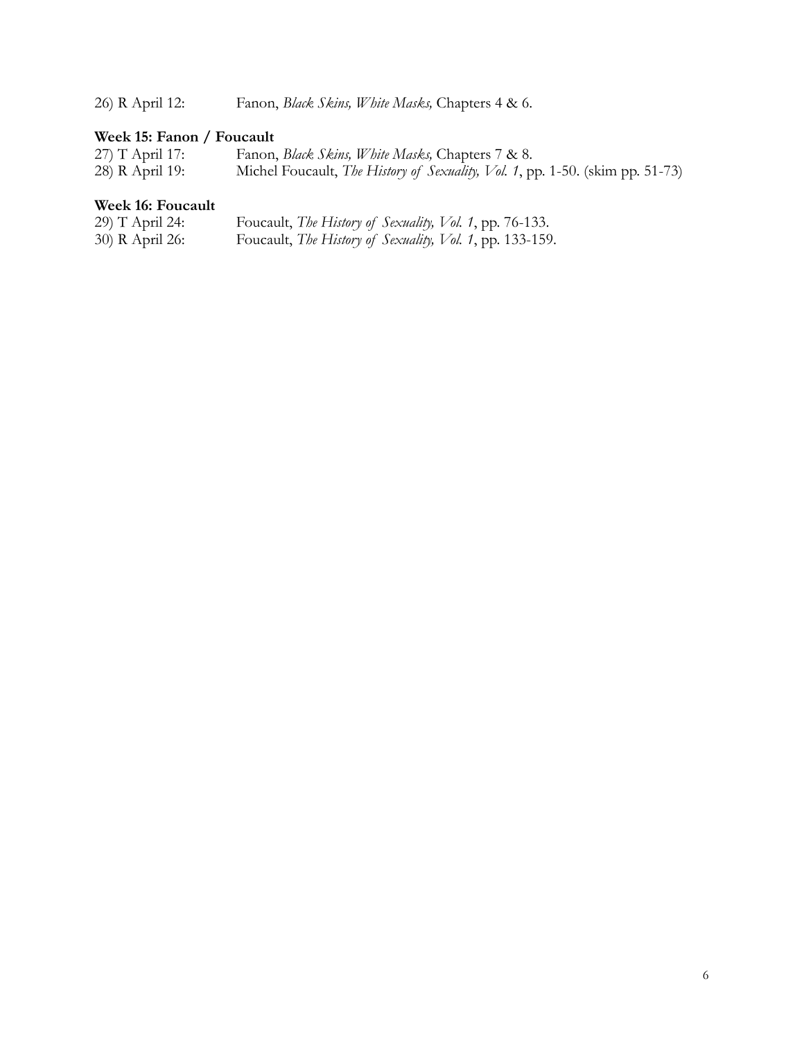26) R April 12: Fanon, *Black Skins, White Masks,* Chapters 4 & 6.

**Week 15: Fanon / Foucault**

27) T April 17: Fanon, *Black Skins, White Masks,* Chapters 7 & 8.
28) R April 19: Michel Foucault, *The History of Sexuality, Vol. 1*, pp. 1-50. (skim pp. 51-73)

**Week 16: Foucault**

29) T April 24: Foucault, *The History of Sexuality, Vol. 1*, pp. 76-133.
30) R April 26: Foucault, *The History of Sexuality, Vol. 1*, pp. 133-159.